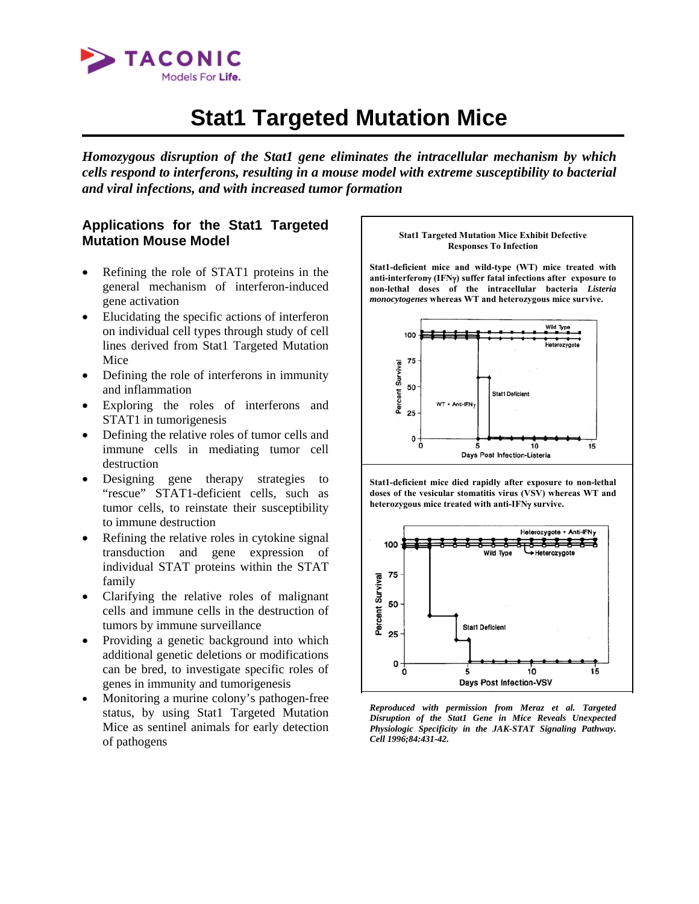# Stat1 Targeted Mutation Mice

***Homozygous disruption of the Stat1 gene eliminates the intracellular mechanism by which cells respond to interferons, resulting in a mouse model with extreme susceptibility to bacterial and viral infections, and with increased tumor formation***

## Applications for the Stat1 Targeted Mutation Mouse Model

- Refining the role of STAT1 proteins in the general mechanism of interferon-induced gene activation
- Elucidating the specific actions of interferon on individual cell types through study of cell lines derived from Stat1 Targeted Mutation Mice
- Defining the role of interferons in immunity and inflammation
- Exploring the roles of interferons and STAT1 in tumorigenesis
- Defining the relative roles of tumor cells and immune cells in mediating tumor cell destruction
- Designing gene therapy strategies to "rescue" STAT1-deficient cells, such as tumor cells, to reinstate their susceptibility to immune destruction
- Refining the relative roles in cytokine signal transduction and gene expression of individual STAT proteins within the STAT family
- Clarifying the relative roles of malignant cells and immune cells in the destruction of tumors by immune surveillance
- Providing a genetic background into which additional genetic deletions or modifications can be bred, to investigate specific roles of genes in immunity and tumorigenesis
- Monitoring a murine colony's pathogen-free status, by using Stat1 Targeted Mutation Mice as sentinel animals for early detection of pathogens

**Stat1 Targeted Mutation Mice Exhibit Defective Responses To Infection**

**Stat1-deficient mice and wild-type (WT) mice treated with anti-interferonγ (IFNγ) suffer fatal infections after exposure to non-lethal doses of the intracellular bacteria *Listeria monocytogenes* whereas WT and heterozygous mice survive.**

**Stat1-deficient mice died rapidly after exposure to non-lethal doses of the vesicular stomatitis virus (VSV) whereas WT and heterozygous mice treated with anti-IFNγ survive.**

***Reproduced with permission from Meraz et al. Targeted Disruption of the Stat1 Gene in Mice Reveals Unexpected Physiologic Specificity in the JAK-STAT Signaling Pathway. Cell 1996;84:431-42.***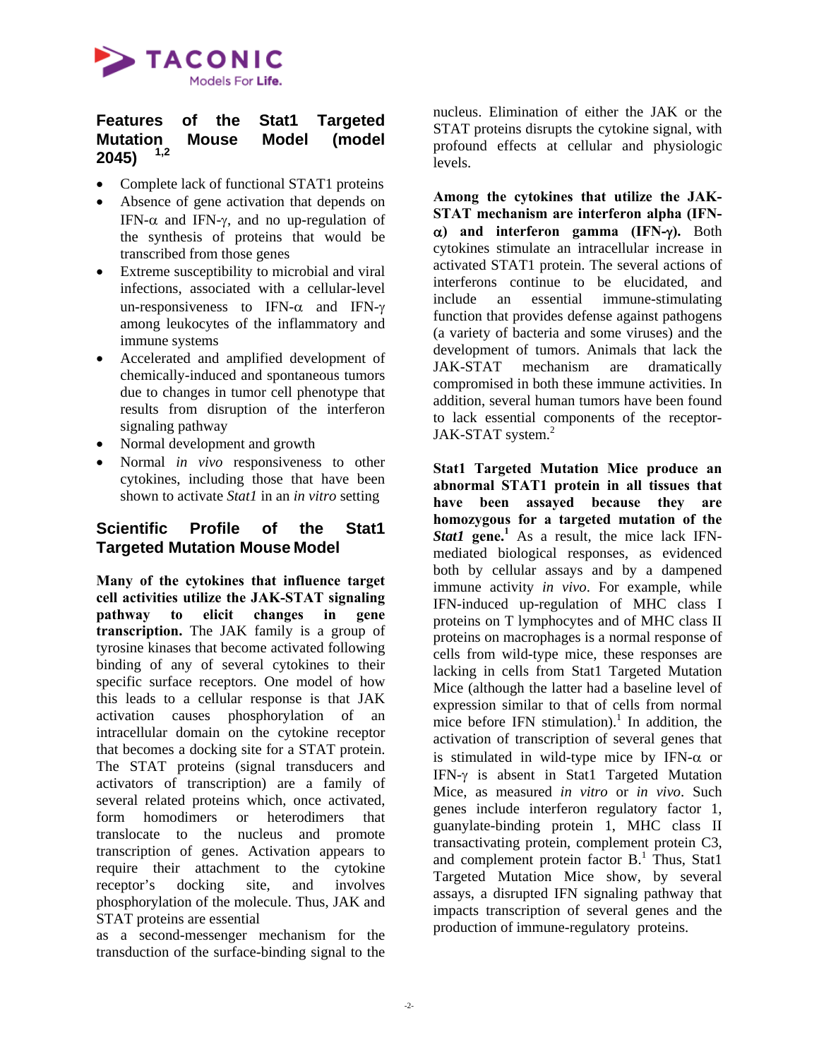## Features of the Stat1 Targeted Mutation Mouse Model (model 2045)[1,2]

- Complete lack of functional STAT1 proteins
- Absence of gene activation that depends on IFN-α and IFN-γ, and no up-regulation of the synthesis of proteins that would be transcribed from those genes
- Extreme susceptibility to microbial and viral infections, associated with a cellular-level un-responsiveness to IFN-α and IFN-γ among leukocytes of the inflammatory and immune systems
- Accelerated and amplified development of chemically-induced and spontaneous tumors due to changes in tumor cell phenotype that results from disruption of the interferon signaling pathway
- Normal development and growth
- Normal *in vivo* responsiveness to other cytokines, including those that have been shown to activate *Stat1* in an *in vitro* setting

## Scientific Profile of the Stat1 Targeted Mutation Mouse Model

**Many of the cytokines that influence target cell activities utilize the JAK-STAT signaling pathway to elicit changes in gene transcription.** The JAK family is a group of tyrosine kinases that become activated following binding of any of several cytokines to their specific surface receptors. One model of how this leads to a cellular response is that JAK activation causes phosphorylation of an intracellular domain on the cytokine receptor that becomes a docking site for a STAT protein. The STAT proteins (signal transducers and activators of transcription) are a family of several related proteins which, once activated, form homodimers or heterodimers that translocate to the nucleus and promote transcription of genes. Activation appears to require their attachment to the cytokine receptor's docking site, and involves phosphorylation of the molecule. Thus, JAK and STAT proteins are essential as a second-messenger mechanism for the transduction of the surface-binding signal to the nucleus. Elimination of either the JAK or the STAT proteins disrupts the cytokine signal, with profound effects at cellular and physiologic levels.

**Among the cytokines that utilize the JAK-STAT mechanism are interferon alpha (IFN-α) and interferon gamma (IFN-γ).** Both cytokines stimulate an intracellular increase in activated STAT1 protein. The several actions of interferons continue to be elucidated, and include an essential immune-stimulating function that provides defense against pathogens (a variety of bacteria and some viruses) and the development of tumors. Animals that lack the JAK-STAT mechanism are dramatically compromised in both these immune activities. In addition, several human tumors have been found to lack essential components of the receptor-JAK-STAT system.[2]

**Stat1 Targeted Mutation Mice produce an abnormal STAT1 protein in all tissues that have been assayed because they are homozygous for a targeted mutation of the *Stat1* gene.**[1] As a result, the mice lack IFN-mediated biological responses, as evidenced both by cellular assays and by a dampened immune activity *in vivo*. For example, while IFN-induced up-regulation of MHC class I proteins on T lymphocytes and of MHC class II proteins on macrophages is a normal response of cells from wild-type mice, these responses are lacking in cells from Stat1 Targeted Mutation Mice (although the latter had a baseline level of expression similar to that of cells from normal mice before IFN stimulation).[1] In addition, the activation of transcription of several genes that is stimulated in wild-type mice by IFN-α or IFN-γ is absent in Stat1 Targeted Mutation Mice, as measured *in vitro* or *in vivo*. Such genes include interferon regulatory factor 1, guanylate-binding protein 1, MHC class II transactivating protein, complement protein C3, and complement protein factor B.[1] Thus, Stat1 Targeted Mutation Mice show, by several assays, a disrupted IFN signaling pathway that impacts transcription of several genes and the production of immune-regulatory proteins.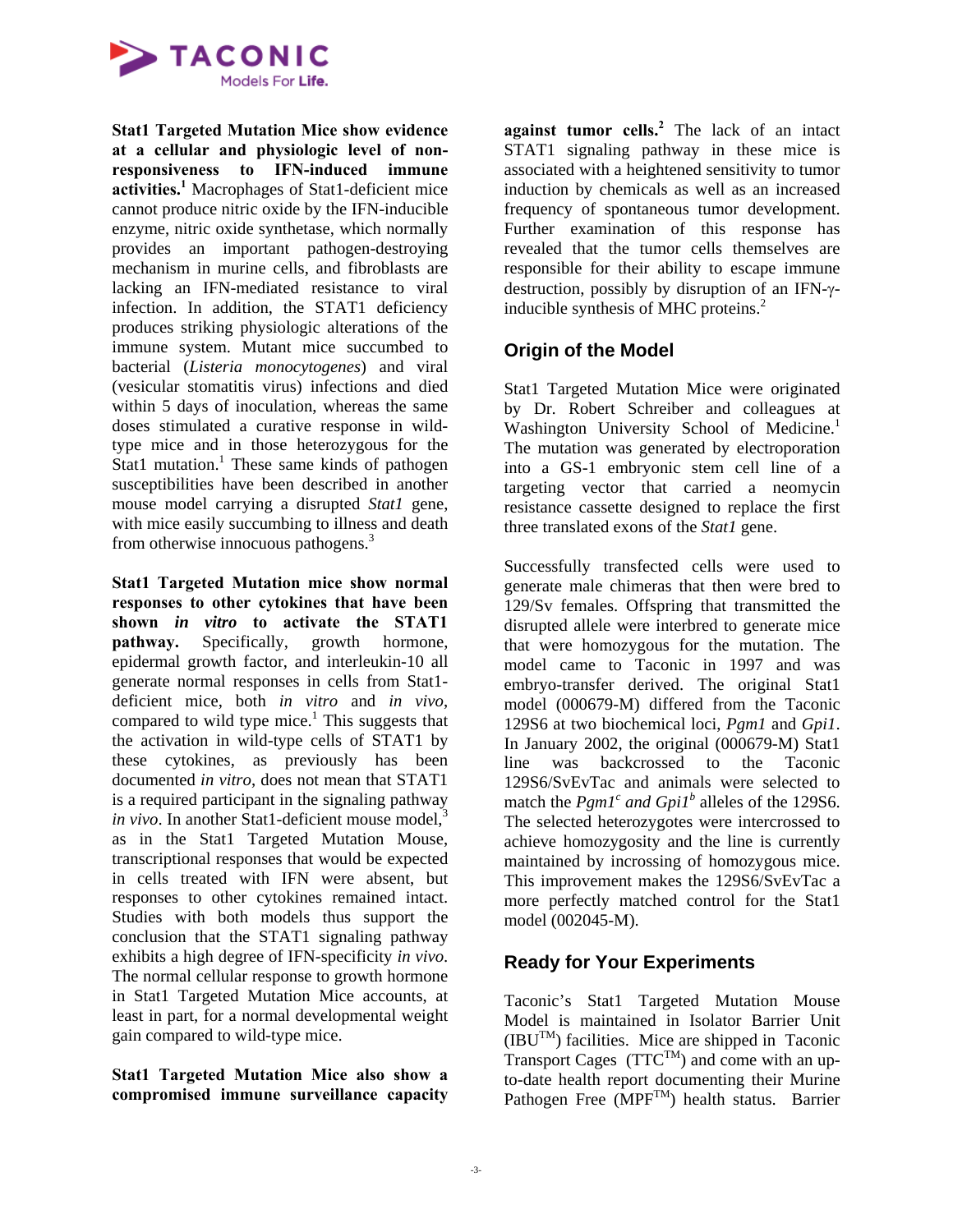**Stat1 Targeted Mutation Mice show evidence at a cellular and physiologic level of non-responsiveness to IFN-induced immune activities.[1]** Macrophages of Stat1-deficient mice cannot produce nitric oxide by the IFN-inducible enzyme, nitric oxide synthetase, which normally provides an important pathogen-destroying mechanism in murine cells, and fibroblasts are lacking an IFN-mediated resistance to viral infection. In addition, the STAT1 deficiency produces striking physiologic alterations of the immune system. Mutant mice succumbed to bacterial (*Listeria monocytogenes*) and viral (vesicular stomatitis virus) infections and died within 5 days of inoculation, whereas the same doses stimulated a curative response in wild-type mice and in those heterozygous for the Stat1 mutation.[1] These same kinds of pathogen susceptibilities have been described in another mouse model carrying a disrupted *Stat1* gene, with mice easily succumbing to illness and death from otherwise innocuous pathogens.[3]

**Stat1 Targeted Mutation mice show normal responses to other cytokines that have been shown *in vitro* to activate the STAT1 pathway.** Specifically, growth hormone, epidermal growth factor, and interleukin-10 all generate normal responses in cells from Stat1-deficient mice, both *in vitro* and *in vivo*, compared to wild type mice.[1] This suggests that the activation in wild-type cells of STAT1 by these cytokines, as previously has been documented *in vitro*, does not mean that STAT1 is a required participant in the signaling pathway *in vivo*. In another Stat1-deficient mouse model,[3] as in the Stat1 Targeted Mutation Mouse, transcriptional responses that would be expected in cells treated with IFN were absent, but responses to other cytokines remained intact. Studies with both models thus support the conclusion that the STAT1 signaling pathway exhibits a high degree of IFN-specificity *in vivo*. The normal cellular response to growth hormone in Stat1 Targeted Mutation Mice accounts, at least in part, for a normal developmental weight gain compared to wild-type mice.

**Stat1 Targeted Mutation Mice also show a compromised immune surveillance capacity against tumor cells.[2]** The lack of an intact STAT1 signaling pathway in these mice is associated with a heightened sensitivity to tumor induction by chemicals as well as an increased frequency of spontaneous tumor development. Further examination of this response has revealed that the tumor cells themselves are responsible for their ability to escape immune destruction, possibly by disruption of an IFN-γ-inducible synthesis of MHC proteins.[2]

## Origin of the Model

Stat1 Targeted Mutation Mice were originated by Dr. Robert Schreiber and colleagues at Washington University School of Medicine.[1] The mutation was generated by electroporation into a GS-1 embryonic stem cell line of a targeting vector that carried a neomycin resistance cassette designed to replace the first three translated exons of the *Stat1* gene.

Successfully transfected cells were used to generate male chimeras that then were bred to 129/Sv females. Offspring that transmitted the disrupted allele were interbred to generate mice that were homozygous for the mutation. The model came to Taconic in 1997 and was embryo-transfer derived. The original Stat1 model (000679-M) differed from the Taconic 129S6 at two biochemical loci, *Pgm1* and *Gpi1*. In January 2002, the original (000679-M) Stat1 line was backcrossed to the Taconic 129S6/SvEvTac and animals were selected to match the *Pgm1$^{c}$* and *Gpi1$^{b}$* alleles of the 129S6. The selected heterozygotes were intercrossed to achieve homozygosity and the line is currently maintained by incrossing of homozygous mice. This improvement makes the 129S6/SvEvTac a more perfectly matched control for the Stat1 model (002045-M).

## Ready for Your Experiments

Taconic's Stat1 Targeted Mutation Mouse Model is maintained in Isolator Barrier Unit (IBU™) facilities. Mice are shipped in Taconic Transport Cages (TTC™) and come with an up-to-date health report documenting their Murine Pathogen Free (MPF™) health status. Barrier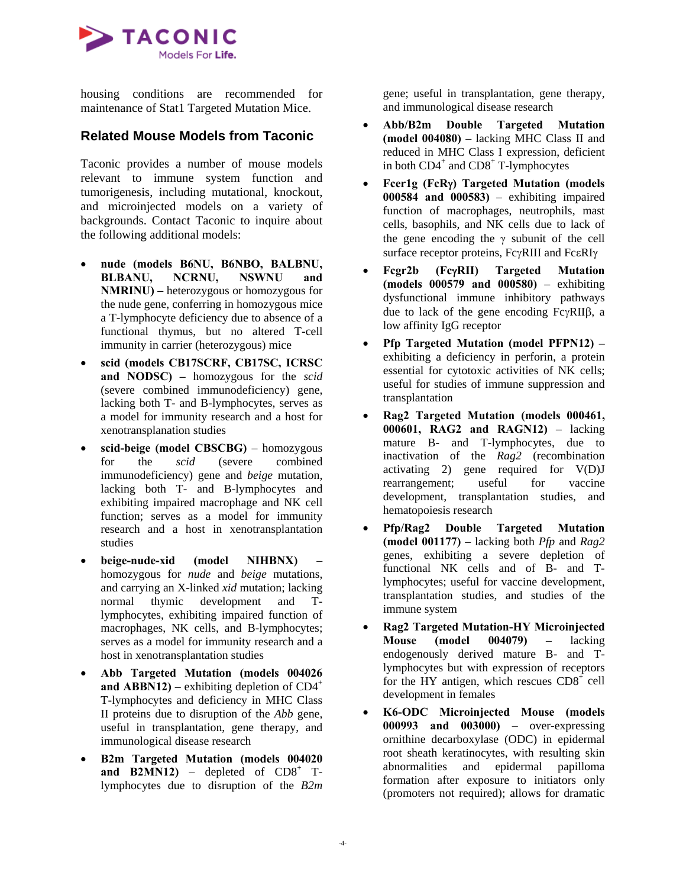housing conditions are recommended for maintenance of Stat1 Targeted Mutation Mice.

## Related Mouse Models from Taconic

Taconic provides a number of mouse models relevant to immune system function and tumorigenesis, including mutational, knockout, and microinjected models on a variety of backgrounds. Contact Taconic to inquire about the following additional models:

- **nude (models B6NU, B6NBO, BALBNU, BLBANU, NCRNU, NSWNU and NMRINU) –** heterozygous or homozygous for the nude gene, conferring in homozygous mice a T-lymphocyte deficiency due to absence of a functional thymus, but no altered T-cell immunity in carrier (heterozygous) mice
- **scid (models CB17SCRF, CB17SC, ICRSC and NODSC) –** homozygous for the *scid* (severe combined immunodeficiency) gene, lacking both T- and B-lymphocytes, serves as a model for immunity research and a host for xenotransplanation studies
- **scid-beige (model CBSCBG)** – homozygous for the *scid* (severe combined immunodeficiency) gene and *beige* mutation, lacking both T- and B-lymphocytes and exhibiting impaired macrophage and NK cell function; serves as a model for immunity research and a host in xenotransplantation studies
- **beige-nude-xid (model NIHBNX)** – homozygous for *nude* and *beige* mutations, and carrying an X-linked *xid* mutation; lacking normal thymic development and T-lymphocytes, exhibiting impaired function of macrophages, NK cells, and B-lymphocytes; serves as a model for immunity research and a host in xenotransplantation studies
- **Abb Targeted Mutation (models 004026 and ABBN12)** – exhibiting depletion of CD4$^+$ T-lymphocytes and deficiency in MHC Class II proteins due to disruption of the *Abb* gene, useful in transplantation, gene therapy, and immunological disease research
- **B2m Targeted Mutation (models 004020 and B2MN12)** – depleted of CD8$^+$ T-lymphocytes due to disruption of the *B2m* gene; useful in transplantation, gene therapy, and immunological disease research
- **Abb/B2m Double Targeted Mutation (model 004080)** – lacking MHC Class II and reduced in MHC Class I expression, deficient in both CD4$^+$ and CD8$^+$ T-lymphocytes
- **Fcer1g (FcRγ) Targeted Mutation (models 000584 and 000583)** – exhibiting impaired function of macrophages, neutrophils, mast cells, basophils, and NK cells due to lack of the gene encoding the γ subunit of the cell surface receptor proteins, FcγRIII and FcεRIγ
- **Fcgr2b (FcγRII) Targeted Mutation (models 000579 and 000580)** – exhibiting dysfunctional immune inhibitory pathways due to lack of the gene encoding FcγRIIβ, a low affinity IgG receptor
- **Pfp Targeted Mutation (model PFPN12)** – exhibiting a deficiency in perforin, a protein essential for cytotoxic activities of NK cells; useful for studies of immune suppression and transplantation
- **Rag2 Targeted Mutation (models 000461, 000601, RAG2 and RAGN12)** – lacking mature B- and T-lymphocytes, due to inactivation of the *Rag2* (recombination activating 2) gene required for V(D)J rearrangement; useful for vaccine development, transplantation studies, and hematopoiesis research
- **Pfp/Rag2 Double Targeted Mutation (model 001177)** – lacking both *Pfp* and *Rag2* genes, exhibiting a severe depletion of functional NK cells and of B- and T-lymphocytes; useful for vaccine development, transplantation studies, and studies of the immune system
- **Rag2 Targeted Mutation-HY Microinjected Mouse (model 004079)** – lacking endogenously derived mature B- and T-lymphocytes but with expression of receptors for the HY antigen, which rescues CD8$^+$ cell development in females
- **K6-ODC Microinjected Mouse (models 000993 and 003000)** – over-expressing ornithine decarboxylase (ODC) in epidermal root sheath keratinocytes, with resulting skin abnormalities and epidermal papilloma formation after exposure to initiators only (promoters not required); allows for dramatic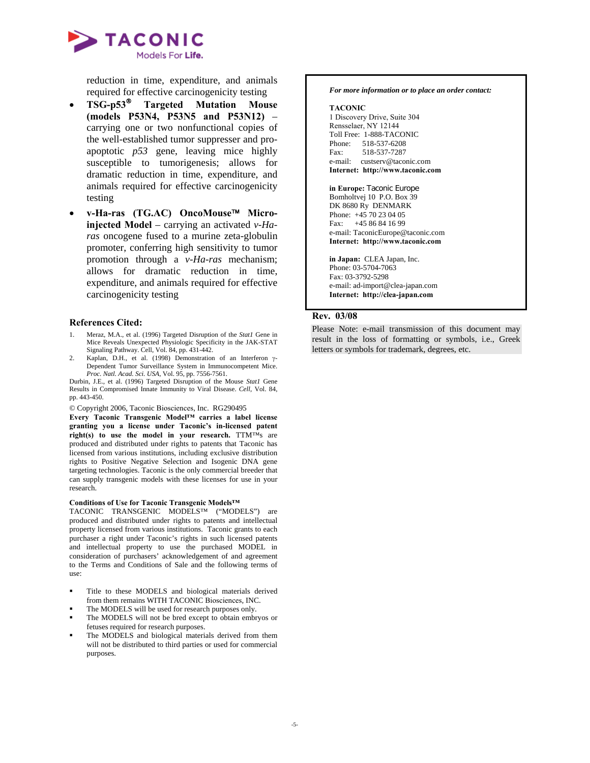reduction in time, expenditure, and animals required for effective carcinogenicity testing

- **TSG-p53® Targeted Mutation Mouse (models P53N4, P53N5 and P53N12)** – carrying one or two nonfunctional copies of the well-established tumor suppresser and pro-apoptotic *p53* gene, leaving mice highly susceptible to tumorigenesis; allows for dramatic reduction in time, expenditure, and animals required for effective carcinogenicity testing
- **v-Ha-ras (TG.AC) OncoMouse™ Micro-injected Model** – carrying an activated *v-Ha-ras* oncogene fused to a murine zeta-globulin promoter, conferring high sensitivity to tumor promotion through a *v-Ha-ras* mechanism; allows for dramatic reduction in time, expenditure, and animals required for effective carcinogenicity testing

### References Cited:

1. Meraz, M.A., et al. (1996) Targeted Disruption of the *Stat1* Gene in Mice Reveals Unexpected Physiologic Specificity in the JAK-STAT Signaling Pathway. Cell, Vol. 84, pp. 431-442.
2. Kaplan, D.H., et al. (1998) Demonstration of an Interferon γ-Dependent Tumor Surveillance System in Immunocompetent Mice. *Proc. Natl. Acad. Sci. USA*, Vol. 95, pp. 7556-7561.

Durbin, J.E., et al. (1996) Targeted Disruption of the Mouse *Stat1* Gene Results in Compromised Innate Immunity to Viral Disease. *Cell*, Vol. 84, pp. 443-450.

© Copyright 2006, Taconic Biosciences, Inc. RG290495

**Every Taconic Transgenic Model™ carries a label license granting you a license under Taconic's in-licensed patent right(s) to use the model in your research.** TTM™s are produced and distributed under rights to patents that Taconic has licensed from various institutions, including exclusive distribution rights to Positive Negative Selection and Isogenic DNA gene targeting technologies. Taconic is the only commercial breeder that can supply transgenic models with these licenses for use in your research.

**Conditions of Use for Taconic Transgenic Models™**

TACONIC TRANSGENIC MODELS™ ("MODELS") are produced and distributed under rights to patents and intellectual property licensed from various institutions. Taconic grants to each purchaser a right under Taconic's rights in such licensed patents and intellectual property to use the purchased MODEL in consideration of purchasers' acknowledgement of and agreement to the Terms and Conditions of Sale and the following terms of use:

- Title to these MODELS and biological materials derived from them remains WITH TACONIC Biosciences, INC.
- The MODELS will be used for research purposes only.
- The MODELS will not be bred except to obtain embryos or fetuses required for research purposes.
- The MODELS and biological materials derived from them will not be distributed to third parties or used for commercial purposes.

***For more information or to place an order contact:***

**TACONIC**
1 Discovery Drive, Suite 304
Rensselaer, NY 12144
Toll Free: 1-888-TACONIC
Phone: 518-537-6208
Fax: 518-537-7287
e-mail: custserv@taconic.com
**Internet: http://www.taconic.com**

**in Europe:** Taconic Europe
Bomholtvej 10 P.O. Box 39
DK 8680 Ry DENMARK
Phone: +45 70 23 04 05
Fax: +45 86 84 16 99
e-mail: TaconicEurope@taconic.com
**Internet: http://www.taconic.com**

**in Japan:** CLEA Japan, Inc.
Phone: 03-5704-7063
Fax: 03-3792-5298
e-mail: ad-import@clea-japan.com
**Internet: http://clea-japan.com**

**Rev. 03/08**

Please Note: e-mail transmission of this document may result in the loss of formatting or symbols, i.e., Greek letters or symbols for trademark, degrees, etc.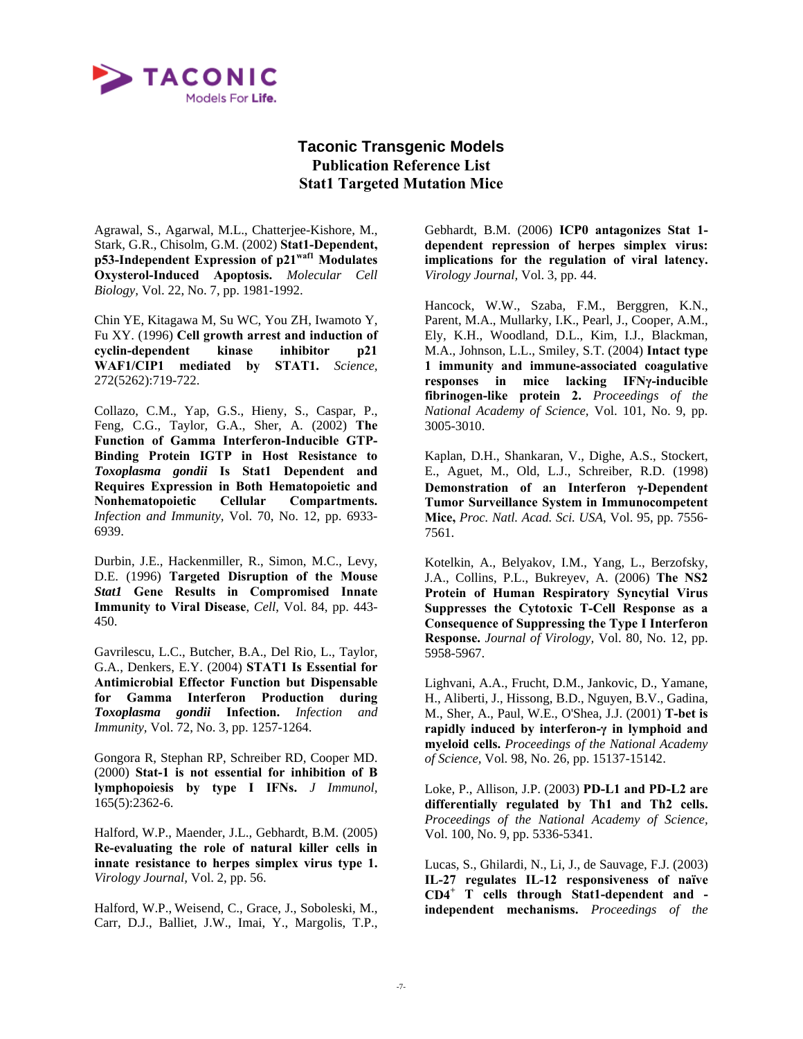## Taconic Transgenic Models
## Publication Reference List
## Stat1 Targeted Mutation Mice

Agrawal, S., Agarwal, M.L., Chatterjee-Kishore, M., Stark, G.R., Chisolm, G.M. (2002) **Stat1-Dependent, p53-Independent Expression of p21$^{waf1}$ Modulates Oxysterol-Induced Apoptosis.** *Molecular Cell Biology,* Vol. 22, No. 7, pp. 1981-1992.

Chin YE, Kitagawa M, Su WC, You ZH, Iwamoto Y, Fu XY. (1996) **Cell growth arrest and induction of cyclin-dependent kinase inhibitor p21 WAF1/CIP1 mediated by STAT1.** *Science,* 272(5262):719-722.

Collazo, C.M., Yap, G.S., Hieny, S., Caspar, P., Feng, C.G., Taylor, G.A., Sher, A. (2002) **The Function of Gamma Interferon-Inducible GTP-Binding Protein IGTP in Host Resistance to *Toxoplasma gondii* Is Stat1 Dependent and Requires Expression in Both Hematopoietic and Nonhematopoietic Cellular Compartments.** *Infection and Immunity,* Vol. 70, No. 12, pp. 6933-6939.

Durbin, J.E., Hackenmiller, R., Simon, M.C., Levy, D.E. (1996) **Targeted Disruption of the Mouse *Stat1* Gene Results in Compromised Innate Immunity to Viral Disease**, *Cell*, Vol. 84, pp. 443-450.

Gavrilescu, L.C., Butcher, B.A., Del Rio, L., Taylor, G.A., Denkers, E.Y. (2004) **STAT1 Is Essential for Antimicrobial Effector Function but Dispensable for Gamma Interferon Production during *Toxoplasma gondii* Infection.** *Infection and Immunity,* Vol. 72, No. 3, pp. 1257-1264.

Gongora R, Stephan RP, Schreiber RD, Cooper MD. (2000) **Stat-1 is not essential for inhibition of B lymphopoiesis by type I IFNs.** *J Immunol,* 165(5):2362-6.

Halford, W.P., Maender, J.L., Gebhardt, B.M. (2005) **Re-evaluating the role of natural killer cells in innate resistance to herpes simplex virus type 1.** *Virology Journal,* Vol. 2, pp. 56.

Halford, W.P., Weisend, C., Grace, J., Soboleski, M., Carr, D.J., Balliet, J.W., Imai, Y., Margolis, T.P., Gebhardt, B.M. (2006) **ICP0 antagonizes Stat 1-dependent repression of herpes simplex virus: implications for the regulation of viral latency.** *Virology Journal,* Vol. 3, pp. 44.

Hancock, W.W., Szaba, F.M., Berggren, K.N., Parent, M.A., Mullarky, I.K., Pearl, J., Cooper, A.M., Ely, K.H., Woodland, D.L., Kim, I.J., Blackman, M.A., Johnson, L.L., Smiley, S.T. (2004) **Intact type 1 immunity and immune-associated coagulative responses in mice lacking IFNγ-inducible fibrinogen-like protein 2.** *Proceedings of the National Academy of Science,* Vol. 101, No. 9, pp. 3005-3010.

Kaplan, D.H., Shankaran, V., Dighe, A.S., Stockert, E., Aguet, M., Old, L.J., Schreiber, R.D. (1998) **Demonstration of an Interferon γ-Dependent Tumor Surveillance System in Immunocompetent Mice,** *Proc. Natl. Acad. Sci. USA*, Vol. 95, pp. 7556-7561.

Kotelkin, A., Belyakov, I.M., Yang, L., Berzofsky, J.A., Collins, P.L., Bukreyev, A. (2006) **The NS2 Protein of Human Respiratory Syncytial Virus Suppresses the Cytotoxic T-Cell Response as a Consequence of Suppressing the Type I Interferon Response.** *Journal of Virology,* Vol. 80, No. 12, pp. 5958-5967.

Lighvani, A.A., Frucht, D.M., Jankovic, D., Yamane, H., Aliberti, J., Hissong, B.D., Nguyen, B.V., Gadina, M., Sher, A., Paul, W.E., O'Shea, J.J. (2001) **T-bet is rapidly induced by interferon-γ in lymphoid and myeloid cells.** *Proceedings of the National Academy of Science*, Vol. 98, No. 26, pp. 15137-15142.

Loke, P., Allison, J.P. (2003) **PD-L1 and PD-L2 are differentially regulated by Th1 and Th2 cells.** *Proceedings of the National Academy of Science,* Vol. 100, No. 9, pp. 5336-5341.

Lucas, S., Ghilardi, N., Li, J., de Sauvage, F.J. (2003) **IL-27 regulates IL-12 responsiveness of naïve CD4$^{+}$ T cells through Stat1-dependent and -independent mechanisms.** *Proceedings of the*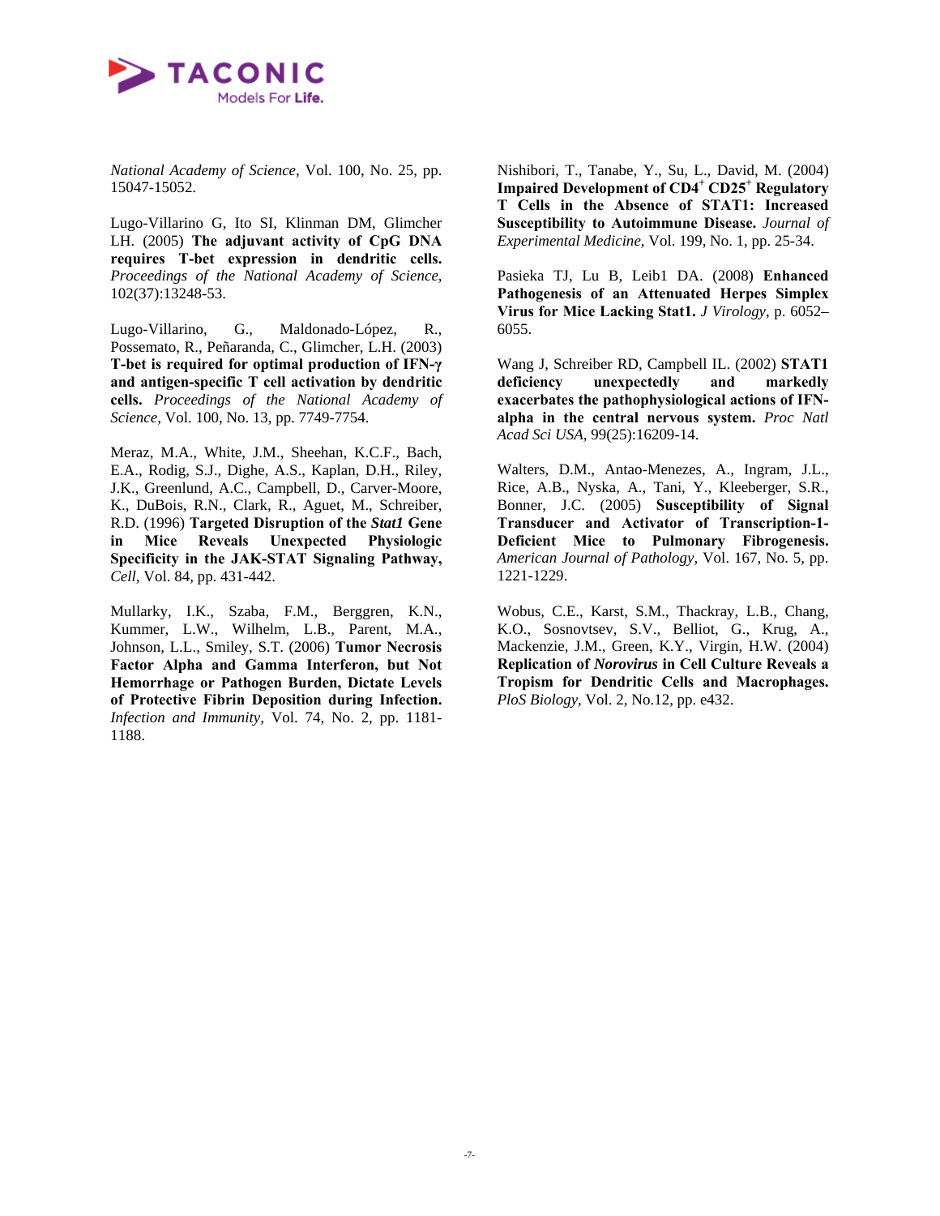*National Academy of Science,* Vol. 100, No. 25, pp. 15047-15052.

Lugo-Villarino G, Ito SI, Klinman DM, Glimcher LH. (2005) **The adjuvant activity of CpG DNA requires T-bet expression in dendritic cells.** *Proceedings of the National Academy of Science,* 102(37):13248-53.

Lugo-Villarino, G., Maldonado-López, R., Possemato, R., Peñaranda, C., Glimcher, L.H. (2003) **T-bet is required for optimal production of IFN-γ and antigen-specific T cell activation by dendritic cells.** *Proceedings of the National Academy of Science,* Vol. 100, No. 13, pp. 7749-7754.

Meraz, M.A., White, J.M., Sheehan, K.C.F., Bach, E.A., Rodig, S.J., Dighe, A.S., Kaplan, D.H., Riley, J.K., Greenlund, A.C., Campbell, D., Carver-Moore, K., DuBois, R.N., Clark, R., Aguet, M., Schreiber, R.D. (1996) **Targeted Disruption of the *Stat1* Gene in Mice Reveals Unexpected Physiologic Specificity in the JAK-STAT Signaling Pathway,** *Cell*, Vol. 84, pp. 431-442.

Mullarky, I.K., Szaba, F.M., Berggren, K.N., Kummer, L.W., Wilhelm, L.B., Parent, M.A., Johnson, L.L., Smiley, S.T. (2006) **Tumor Necrosis Factor Alpha and Gamma Interferon, but Not Hemorrhage or Pathogen Burden, Dictate Levels of Protective Fibrin Deposition during Infection.** *Infection and Immunity,* Vol. 74, No. 2, pp. 1181-1188.

Nishibori, T., Tanabe, Y., Su, L., David, M. (2004) **Impaired Development of $CD4^+$ $CD25^+$ Regulatory T Cells in the Absence of STAT1: Increased Susceptibility to Autoimmune Disease.** *Journal of Experimental Medicine,* Vol. 199, No. 1, pp. 25-34.

Pasieka TJ, Lu B, Leib1 DA. (2008) **Enhanced Pathogenesis of an Attenuated Herpes Simplex Virus for Mice Lacking Stat1.** *J Virology*, p. 6052–6055.

Wang J, Schreiber RD, Campbell IL. (2002) **STAT1 deficiency unexpectedly and markedly exacerbates the pathophysiological actions of IFN-alpha in the central nervous system.** *Proc Natl Acad Sci USA*, 99(25):16209-14.

Walters, D.M., Antao-Menezes, A., Ingram, J.L., Rice, A.B., Nyska, A., Tani, Y., Kleeberger, S.R., Bonner, J.C. (2005) **Susceptibility of Signal Transducer and Activator of Transcription-1-Deficient Mice to Pulmonary Fibrogenesis.** *American Journal of Pathology,* Vol. 167, No. 5, pp. 1221-1229.

Wobus, C.E., Karst, S.M., Thackray, L.B., Chang, K.O., Sosnovtsev, S.V., Belliot, G., Krug, A., Mackenzie, J.M., Green, K.Y., Virgin, H.W. (2004) **Replication of *Norovirus* in Cell Culture Reveals a Tropism for Dendritic Cells and Macrophages.** *PloS Biology*, Vol. 2, No.12, pp. e432.